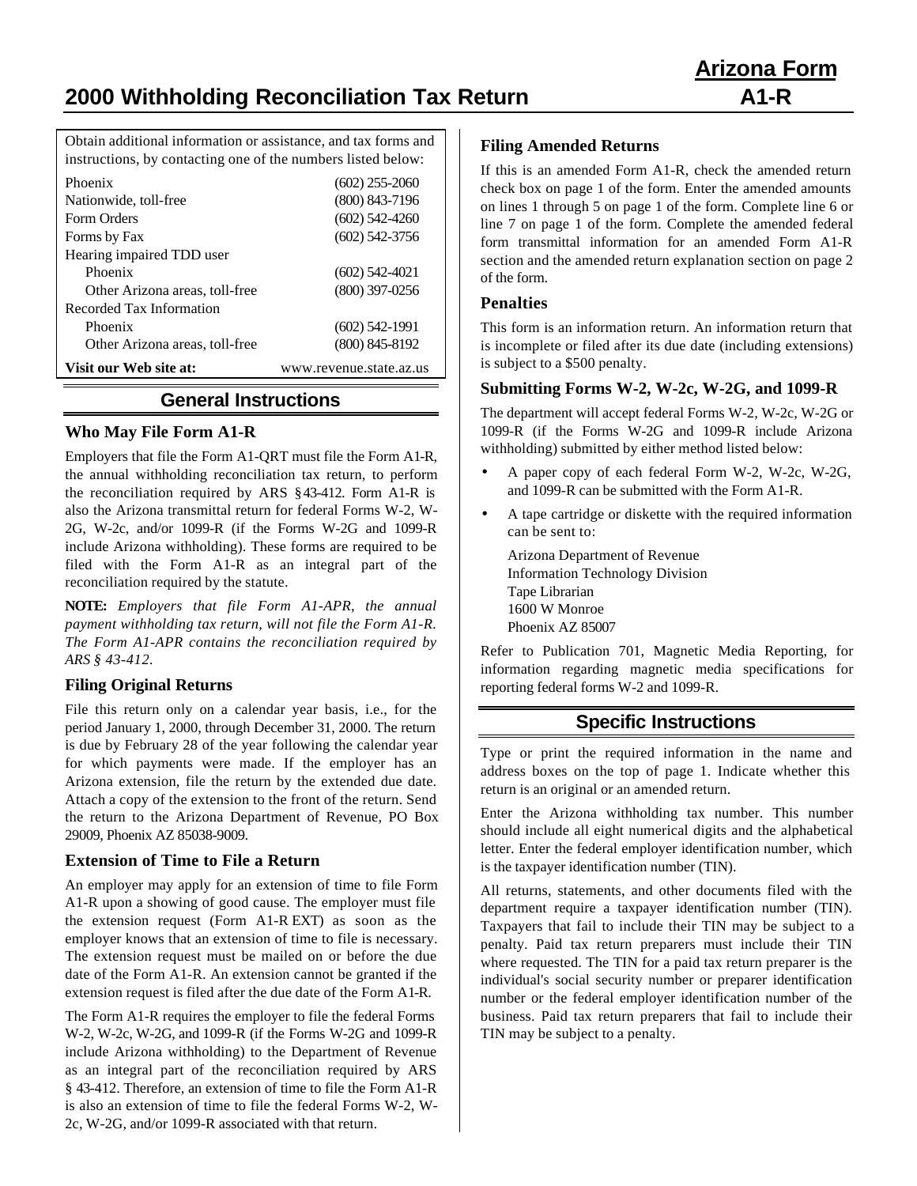# 2000 Withholding Reconciliation Tax Return

**Arizona Form A1-R**

Obtain additional information or assistance, and tax forms and instructions, by contacting one of the numbers listed below:

| | |
|---|---|
| Phoenix | (602) 255-2060 |
| Nationwide, toll-free | (800) 843-7196 |
| Form Orders | (602) 542-4260 |
| Forms by Fax | (602) 542-3756 |
| Hearing impaired TDD user | |
| Phoenix | (602) 542-4021 |
| Other Arizona areas, toll-free | (800) 397-0256 |
| Recorded Tax Information | |
| Phoenix | (602) 542-1991 |
| Other Arizona areas, toll-free | (800) 845-8192 |
| **Visit our Web site at:** | www.revenue.state.az.us |

## General Instructions

### Who May File Form A1-R

Employers that file the Form A1-QRT must file the Form A1-R, the annual withholding reconciliation tax return, to perform the reconciliation required by ARS § 43-412. Form A1-R is also the Arizona transmittal return for federal Forms W-2, W-2G, W-2c, and/or 1099-R (if the Forms W-2G and 1099-R include Arizona withholding). These forms are required to be filed with the Form A1-R as an integral part of the reconciliation required by the statute.

**NOTE:** *Employers that file Form A1-APR, the annual payment withholding tax return, will not file the Form A1-R. The Form A1-APR contains the reconciliation required by ARS § 43-412.*

### Filing Original Returns

File this return only on a calendar year basis, i.e., for the period January 1, 2000, through December 31, 2000. The return is due by February 28 of the year following the calendar year for which payments were made. If the employer has an Arizona extension, file the return by the extended due date. Attach a copy of the extension to the front of the return. Send the return to the Arizona Department of Revenue, PO Box 29009, Phoenix AZ 85038-9009.

### Extension of Time to File a Return

An employer may apply for an extension of time to file Form A1-R upon a showing of good cause. The employer must file the extension request (Form A1-R EXT) as soon as the employer knows that an extension of time to file is necessary. The extension request must be mailed on or before the due date of the Form A1-R. An extension cannot be granted if the extension request is filed after the due date of the Form A1-R.

The Form A1-R requires the employer to file the federal Forms W-2, W-2c, W-2G, and 1099-R (if the Forms W-2G and 1099-R include Arizona withholding) to the Department of Revenue as an integral part of the reconciliation required by ARS § 43-412. Therefore, an extension of time to file the Form A1-R is also an extension of time to file the federal Forms W-2, W-2c, W-2G, and/or 1099-R associated with that return.

### Filing Amended Returns

If this is an amended Form A1-R, check the amended return check box on page 1 of the form. Enter the amended amounts on lines 1 through 5 on page 1 of the form. Complete line 6 or line 7 on page 1 of the form. Complete the amended federal form transmittal information for an amended Form A1-R section and the amended return explanation section on page 2 of the form.

### Penalties

This form is an information return. An information return that is incomplete or filed after its due date (including extensions) is subject to a $500 penalty.

### Submitting Forms W-2, W-2c, W-2G, and 1099-R

The department will accept federal Forms W-2, W-2c, W-2G or 1099-R (if the Forms W-2G and 1099-R include Arizona withholding) submitted by either method listed below:

- A paper copy of each federal Form W-2, W-2c, W-2G, and 1099-R can be submitted with the Form A1-R.
- A tape cartridge or diskette with the required information can be sent to:

  Arizona Department of Revenue
  Information Technology Division
  Tape Librarian
  1600 W Monroe
  Phoenix AZ 85007

Refer to Publication 701, Magnetic Media Reporting, for information regarding magnetic media specifications for reporting federal forms W-2 and 1099-R.

## Specific Instructions

Type or print the required information in the name and address boxes on the top of page 1. Indicate whether this return is an original or an amended return.

Enter the Arizona withholding tax number. This number should include all eight numerical digits and the alphabetical letter. Enter the federal employer identification number, which is the taxpayer identification number (TIN).

All returns, statements, and other documents filed with the department require a taxpayer identification number (TIN). Taxpayers that fail to include their TIN may be subject to a penalty. Paid tax return preparers must include their TIN where requested. The TIN for a paid tax return preparer is the individual's social security number or preparer identification number or the federal employer identification number of the business. Paid tax return preparers that fail to include their TIN may be subject to a penalty.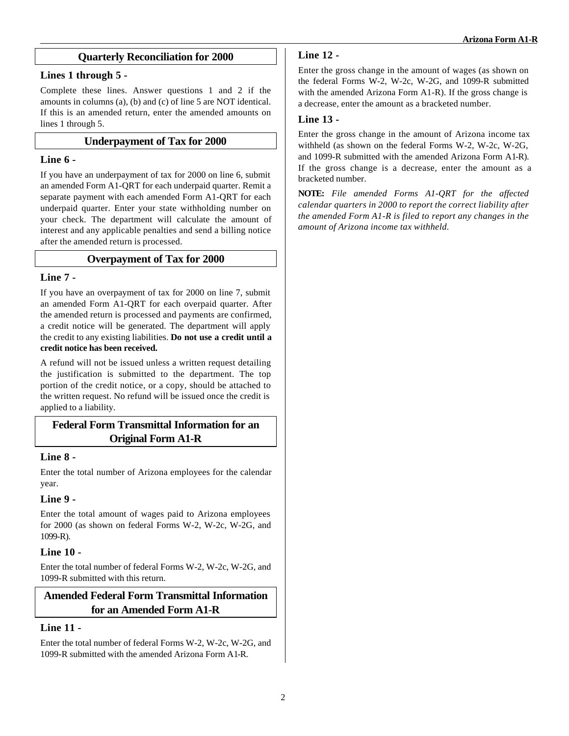## Quarterly Reconciliation for 2000

### Lines 1 through 5 -

Complete these lines. Answer questions 1 and 2 if the amounts in columns (a), (b) and (c) of line 5 are NOT identical. If this is an amended return, enter the amended amounts on lines 1 through 5.

## Underpayment of Tax for 2000

### Line 6 -

If you have an underpayment of tax for 2000 on line 6, submit an amended Form A1-QRT for each underpaid quarter. Remit a separate payment with each amended Form A1-QRT for each underpaid quarter. Enter your state withholding number on your check. The department will calculate the amount of interest and any applicable penalties and send a billing notice after the amended return is processed.

## Overpayment of Tax for 2000

### Line 7 -

If you have an overpayment of tax for 2000 on line 7, submit an amended Form A1-QRT for each overpaid quarter. After the amended return is processed and payments are confirmed, a credit notice will be generated. The department will apply the credit to any existing liabilities. **Do not use a credit until a credit notice has been received.**

A refund will not be issued unless a written request detailing the justification is submitted to the department. The top portion of the credit notice, or a copy, should be attached to the written request. No refund will be issued once the credit is applied to a liability.

## Federal Form Transmittal Information for an Original Form A1-R

### Line 8 -

Enter the total number of Arizona employees for the calendar year.

### Line 9 -

Enter the total amount of wages paid to Arizona employees for 2000 (as shown on federal Forms W-2, W-2c, W-2G, and 1099-R).

### Line 10 -

Enter the total number of federal Forms W-2, W-2c, W-2G, and 1099-R submitted with this return.

## Amended Federal Form Transmittal Information for an Amended Form A1-R

### Line 11 -

Enter the total number of federal Forms W-2, W-2c, W-2G, and 1099-R submitted with the amended Arizona Form A1-R.

### Line 12 -

Enter the gross change in the amount of wages (as shown on the federal Forms W-2, W-2c, W-2G, and 1099-R submitted with the amended Arizona Form A1-R). If the gross change is a decrease, enter the amount as a bracketed number.

### Line 13 -

Enter the gross change in the amount of Arizona income tax withheld (as shown on the federal Forms W-2, W-2c, W-2G, and 1099-R submitted with the amended Arizona Form A1-R). If the gross change is a decrease, enter the amount as a bracketed number.

**NOTE:** *File amended Forms A1-QRT for the affected calendar quarters in 2000 to report the correct liability after the amended Form A1-R is filed to report any changes in the amount of Arizona income tax withheld.*